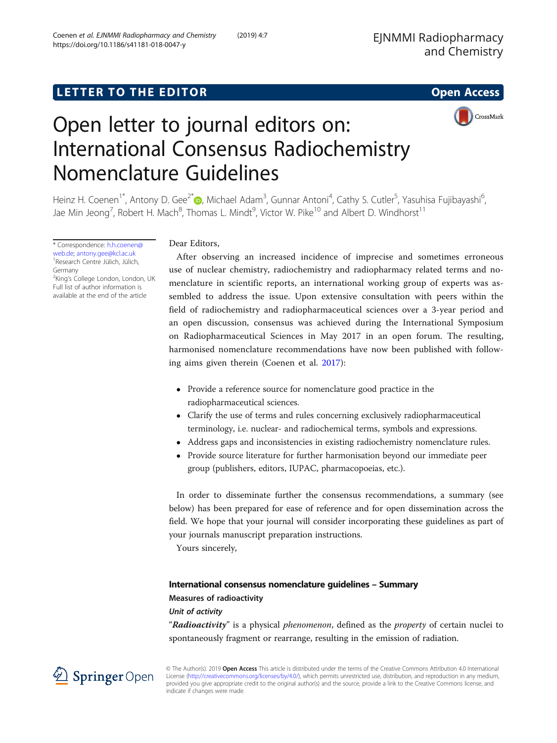LETTER TO THE EDITOR

Open Access

# Open letter to journal editors on: International Consensus Radiochemistry Nomenclature Guidelines

Heinz H. Coenen[1*], Antony D. Gee[2*], Michael Adam[3], Gunnar Antoni[4], Cathy S. Cutler[5], Yasuhisa Fujibayashi[6], Jae Min Jeong[7], Robert H. Mach[8], Thomas L. Mindt[9], Victor W. Pike[10] and Albert D. Windhorst[11]

\* Correspondence: h.h.coenen@web.de; antony.gee@kcl.ac.uk
[1]Research Centre Jülich, Jülich, Germany
[2]King's College London, London, UK
Full list of author information is available at the end of the article

Dear Editors,

After observing an increased incidence of imprecise and sometimes erroneous use of nuclear chemistry, radiochemistry and radiopharmacy related terms and nomenclature in scientific reports, an international working group of experts was assembled to address the issue. Upon extensive consultation with peers within the field of radiochemistry and radiopharmaceutical sciences over a 3-year period and an open discussion, consensus was achieved during the International Symposium on Radiopharmaceutical Sciences in May 2017 in an open forum. The resulting, harmonised nomenclature recommendations have now been published with following aims given therein (Coenen et al. 2017):

- Provide a reference source for nomenclature good practice in the radiopharmaceutical sciences.
- Clarify the use of terms and rules concerning exclusively radiopharmaceutical terminology, i.e. nuclear- and radiochemical terms, symbols and expressions.
- Address gaps and inconsistencies in existing radiochemistry nomenclature rules.
- Provide source literature for further harmonisation beyond our immediate peer group (publishers, editors, IUPAC, pharmacopoeias, etc.).

In order to disseminate further the consensus recommendations, a summary (see below) has been prepared for ease of reference and for open dissemination across the field. We hope that your journal will consider incorporating these guidelines as part of your journals manuscript preparation instructions.

Yours sincerely,

## International consensus nomenclature guidelines – Summary

### Measures of radioactivity

#### *Unit of activity*

"***Radioactivity***" is a physical *phenomenon*, defined as the *property* of certain nuclei to spontaneously fragment or rearrange, resulting in the emission of radiation.

© The Author(s). 2019 **Open Access** This article is distributed under the terms of the Creative Commons Attribution 4.0 International License (http://creativecommons.org/licenses/by/4.0/), which permits unrestricted use, distribution, and reproduction in any medium, provided you give appropriate credit to the original author(s) and the source, provide a link to the Creative Commons license, and indicate if changes were made.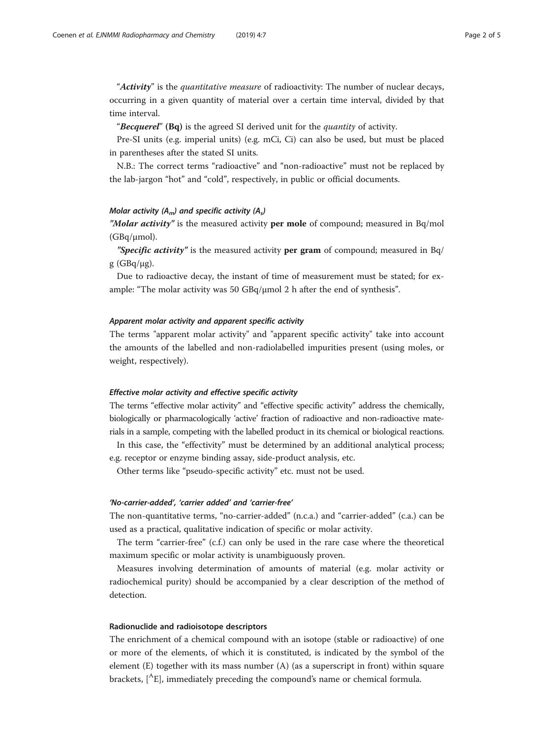"***Activity***" is the *quantitative measure* of radioactivity: The number of nuclear decays, occurring in a given quantity of material over a certain time interval, divided by that time interval.

"***Becquerel***" **(Bq)** is the agreed SI derived unit for the *quantity* of activity.

Pre-SI units (e.g. imperial units) (e.g. mCi, Ci) can also be used, but must be placed in parentheses after the stated SI units.

N.B.: The correct terms "radioactive" and "non-radioactive" must not be replaced by the lab-jargon "hot" and "cold", respectively, in public or official documents.

#### *Molar activity ($A_m$) and specific activity ($A_s$)*

***"Molar activity"*** is the measured activity **per mole** of compound; measured in Bq/mol (GBq/μmol).

***"Specific activity"*** is the measured activity **per gram** of compound; measured in Bq/g (GBq/μg).

Due to radioactive decay, the instant of time of measurement must be stated; for example: "The molar activity was 50 GBq/μmol 2 h after the end of synthesis".

#### *Apparent molar activity and apparent specific activity*

The terms "apparent molar activity" and "apparent specific activity" take into account the amounts of the labelled and non-radiolabelled impurities present (using moles, or weight, respectively).

#### *Effective molar activity and effective specific activity*

The terms "effective molar activity" and "effective specific activity" address the chemically, biologically or pharmacologically 'active' fraction of radioactive and non-radioactive materials in a sample, competing with the labelled product in its chemical or biological reactions.

In this case, the "effectivity" must be determined by an additional analytical process; e.g. receptor or enzyme binding assay, side-product analysis, etc.

Other terms like "pseudo-specific activity" etc. must not be used.

#### *'No-carrier-added', 'carrier added' and 'carrier-free'*

The non-quantitative terms, "no-carrier-added" (n.c.a.) and "carrier-added" (c.a.) can be used as a practical, qualitative indication of specific or molar activity.

The term "carrier-free" (c.f.) can only be used in the rare case where the theoretical maximum specific or molar activity is unambiguously proven.

Measures involving determination of amounts of material (e.g. molar activity or radiochemical purity) should be accompanied by a clear description of the method of detection.

### Radionuclide and radioisotope descriptors

The enrichment of a chemical compound with an isotope (stable or radioactive) of one or more of the elements, of which it is constituted, is indicated by the symbol of the element (E) together with its mass number (A) (as a superscript in front) within square brackets, [$^{A}$E], immediately preceding the compound's name or chemical formula.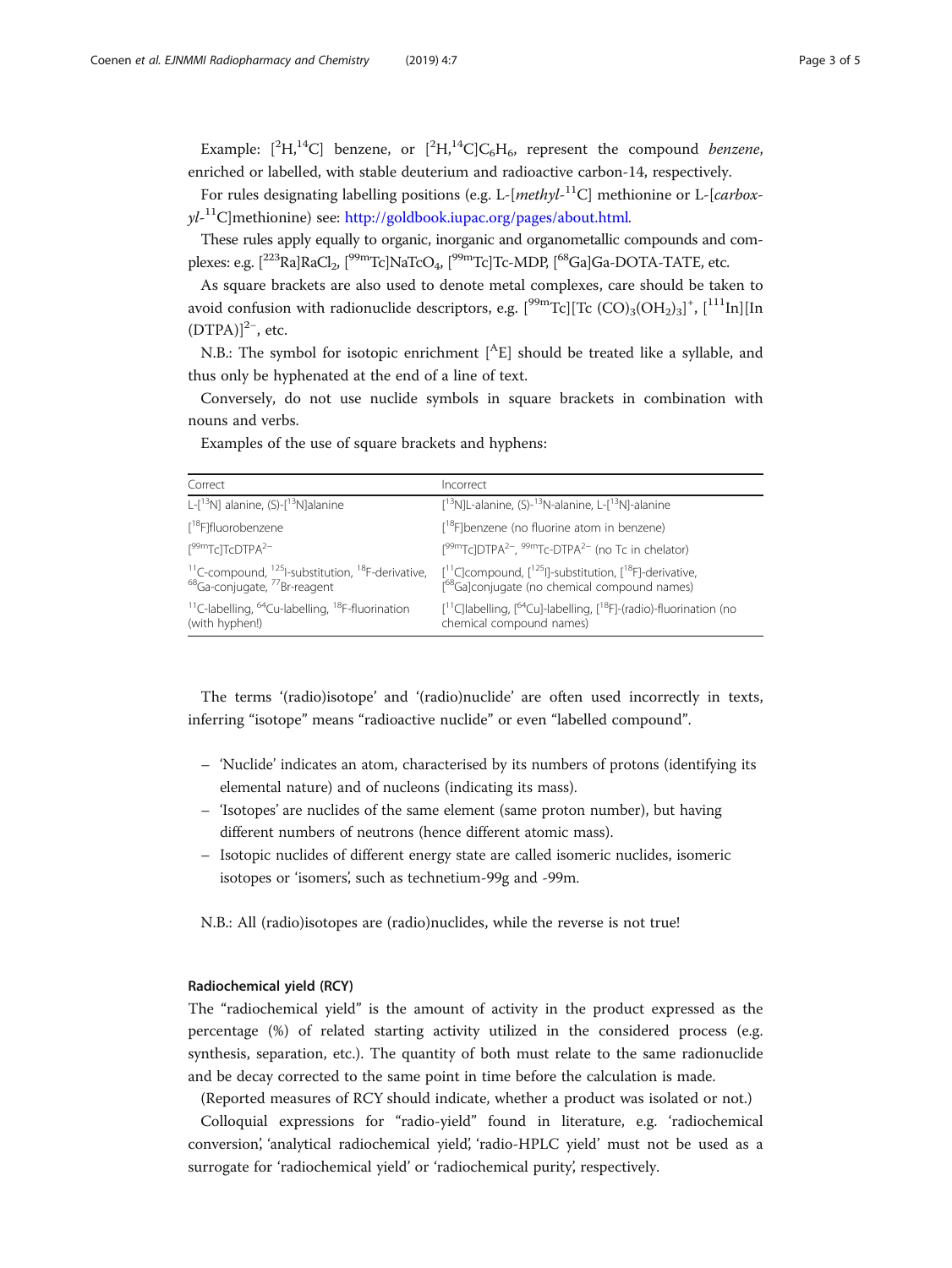Example: $[^{2}H,^{14}C]$ benzene, or $[^{2}H,^{14}C]C_6H_6$, represent the compound *benzene*, enriched or labelled, with stable deuterium and radioactive carbon-14, respectively.

For rules designating labelling positions (e.g. L-[*methyl*-$^{11}$C] methionine or L-[*carboxyl*-$^{11}$C]methionine) see: http://goldbook.iupac.org/pages/about.html.

These rules apply equally to organic, inorganic and organometallic compounds and complexes: e.g. [$^{223}$Ra]$RaCl_2$, [$^{99m}$Tc]$NaTcO_4$, [$^{99m}$Tc]Tc-MDP, [$^{68}$Ga]Ga-DOTA-TATE, etc.

As square brackets are also used to denote metal complexes, care should be taken to avoid confusion with radionuclide descriptors, e.g. [$^{99m}$Tc][Tc $(CO)_3(OH_2)_3]^+$, [$^{111}$In][In (DTPA)]$^{2-}$, etc.

N.B.: The symbol for isotopic enrichment [$^{A}$E] should be treated like a syllable, and thus only be hyphenated at the end of a line of text.

Conversely, do not use nuclide symbols in square brackets in combination with nouns and verbs.

Examples of the use of square brackets and hyphens:

| Correct | Incorrect |
|---|---|
| L-[$^{13}$N] alanine, (S)-[$^{13}$N]alanine | [$^{13}$N]L-alanine, (S)-$^{13}$N-alanine, L-[$^{13}$N]-alanine |
| [$^{18}$F]fluorobenzene | [$^{18}$F]benzene (no fluorine atom in benzene) |
| [$^{99m}$Tc]TcDTPA$^{2-}$ | [$^{99m}$Tc]DTPA$^{2-}$, $^{99m}$Tc-DTPA$^{2-}$ (no Tc in chelator) |
| $^{11}$C-compound, $^{125}$I-substitution, $^{18}$F-derivative, $^{68}$Ga-conjugate, $^{77}$Br-reagent | [$^{11}$C]compound, [$^{125}$I]-substitution, [$^{18}$F]-derivative, [$^{68}$Ga]conjugate (no chemical compound names) |
| $^{11}$C-labelling, $^{64}$Cu-labelling, $^{18}$F-fluorination (with hyphen!) | [$^{11}$C]labelling, [$^{64}$Cu]-labelling, [$^{18}$F]-(radio)-fluorination (no chemical compound names) |

The terms '(radio)isotope' and '(radio)nuclide' are often used incorrectly in texts, inferring "isotope" means "radioactive nuclide" or even "labelled compound".

- 'Nuclide' indicates an atom, characterised by its numbers of protons (identifying its elemental nature) and of nucleons (indicating its mass).
- 'Isotopes' are nuclides of the same element (same proton number), but having different numbers of neutrons (hence different atomic mass).
- Isotopic nuclides of different energy state are called isomeric nuclides, isomeric isotopes or 'isomers', such as technetium-99g and -99m.

N.B.: All (radio)isotopes are (radio)nuclides, while the reverse is not true!

#### Radiochemical yield (RCY)

The "radiochemical yield" is the amount of activity in the product expressed as the percentage (%) of related starting activity utilized in the considered process (e.g. synthesis, separation, etc.). The quantity of both must relate to the same radionuclide and be decay corrected to the same point in time before the calculation is made.

(Reported measures of RCY should indicate, whether a product was isolated or not.)

Colloquial expressions for "radio-yield" found in literature, e.g. 'radiochemical conversion', 'analytical radiochemical yield', 'radio-HPLC yield' must not be used as a surrogate for 'radiochemical yield' or 'radiochemical purity', respectively.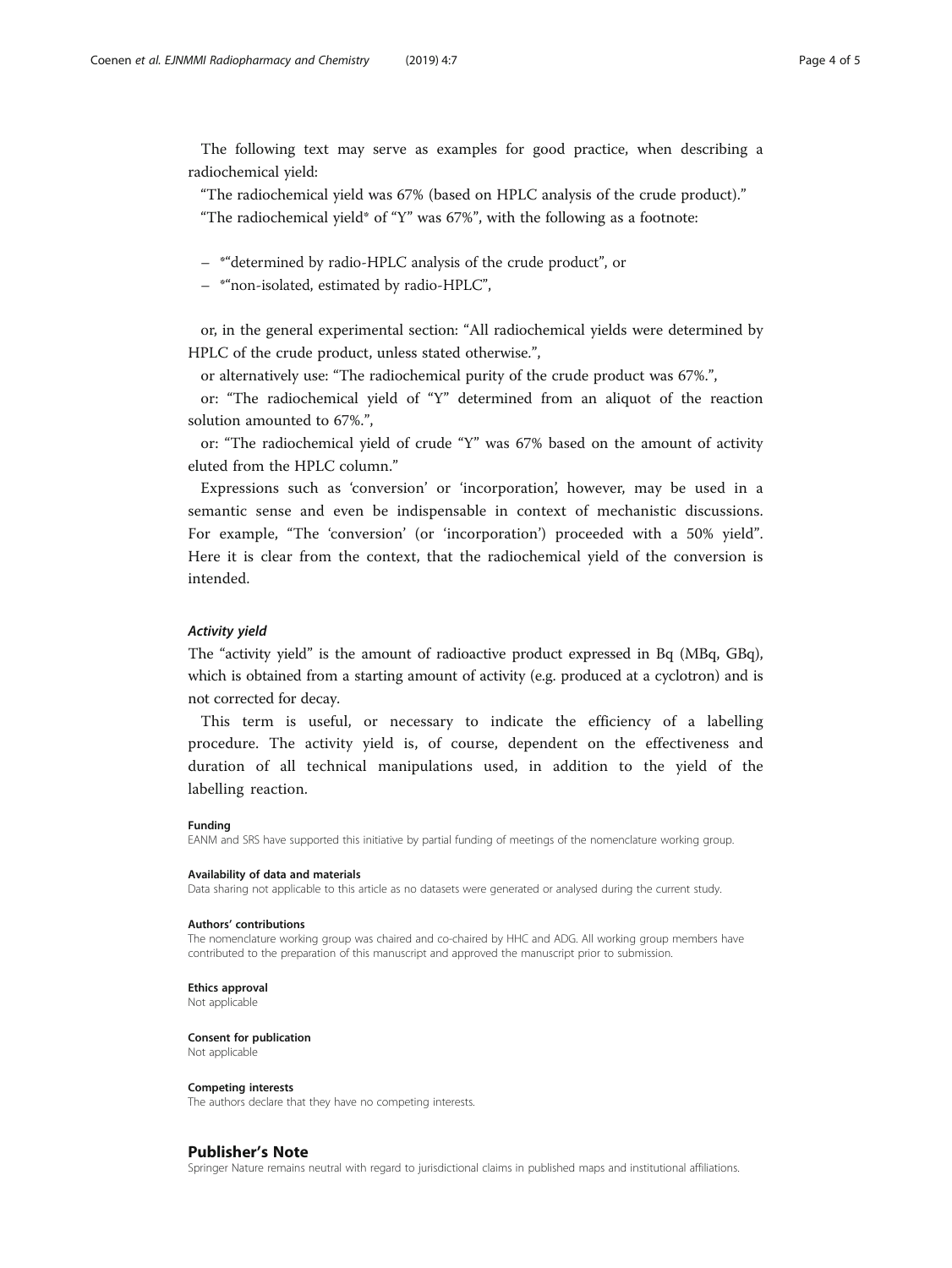The following text may serve as examples for good practice, when describing a radiochemical yield:

"The radiochemical yield was 67% (based on HPLC analysis of the crude product)."

"The radiochemical yield* of "Y" was 67%", with the following as a footnote:

- *"determined by radio-HPLC analysis of the crude product", or
- *"non-isolated, estimated by radio-HPLC",

or, in the general experimental section: "All radiochemical yields were determined by HPLC of the crude product, unless stated otherwise.",

or alternatively use: "The radiochemical purity of the crude product was 67%.",

or: "The radiochemical yield of "Y" determined from an aliquot of the reaction solution amounted to 67%.",

or: "The radiochemical yield of crude "Y" was 67% based on the amount of activity eluted from the HPLC column."

Expressions such as 'conversion' or 'incorporation', however, may be used in a semantic sense and even be indispensable in context of mechanistic discussions. For example, "The 'conversion' (or 'incorporation') proceeded with a 50% yield". Here it is clear from the context, that the radiochemical yield of the conversion is intended.

### *Activity yield*

The "activity yield" is the amount of radioactive product expressed in Bq (MBq, GBq), which is obtained from a starting amount of activity (e.g. produced at a cyclotron) and is not corrected for decay.

This term is useful, or necessary to indicate the efficiency of a labelling procedure. The activity yield is, of course, dependent on the effectiveness and duration of all technical manipulations used, in addition to the yield of the labelling reaction.

#### Funding

EANM and SRS have supported this initiative by partial funding of meetings of the nomenclature working group.

#### Availability of data and materials

Data sharing not applicable to this article as no datasets were generated or analysed during the current study.

#### Authors' contributions

The nomenclature working group was chaired and co-chaired by HHC and ADG. All working group members have contributed to the preparation of this manuscript and approved the manuscript prior to submission.

#### Ethics approval

Not applicable

#### Consent for publication

Not applicable

#### Competing interests

The authors declare that they have no competing interests.

## Publisher's Note

Springer Nature remains neutral with regard to jurisdictional claims in published maps and institutional affiliations.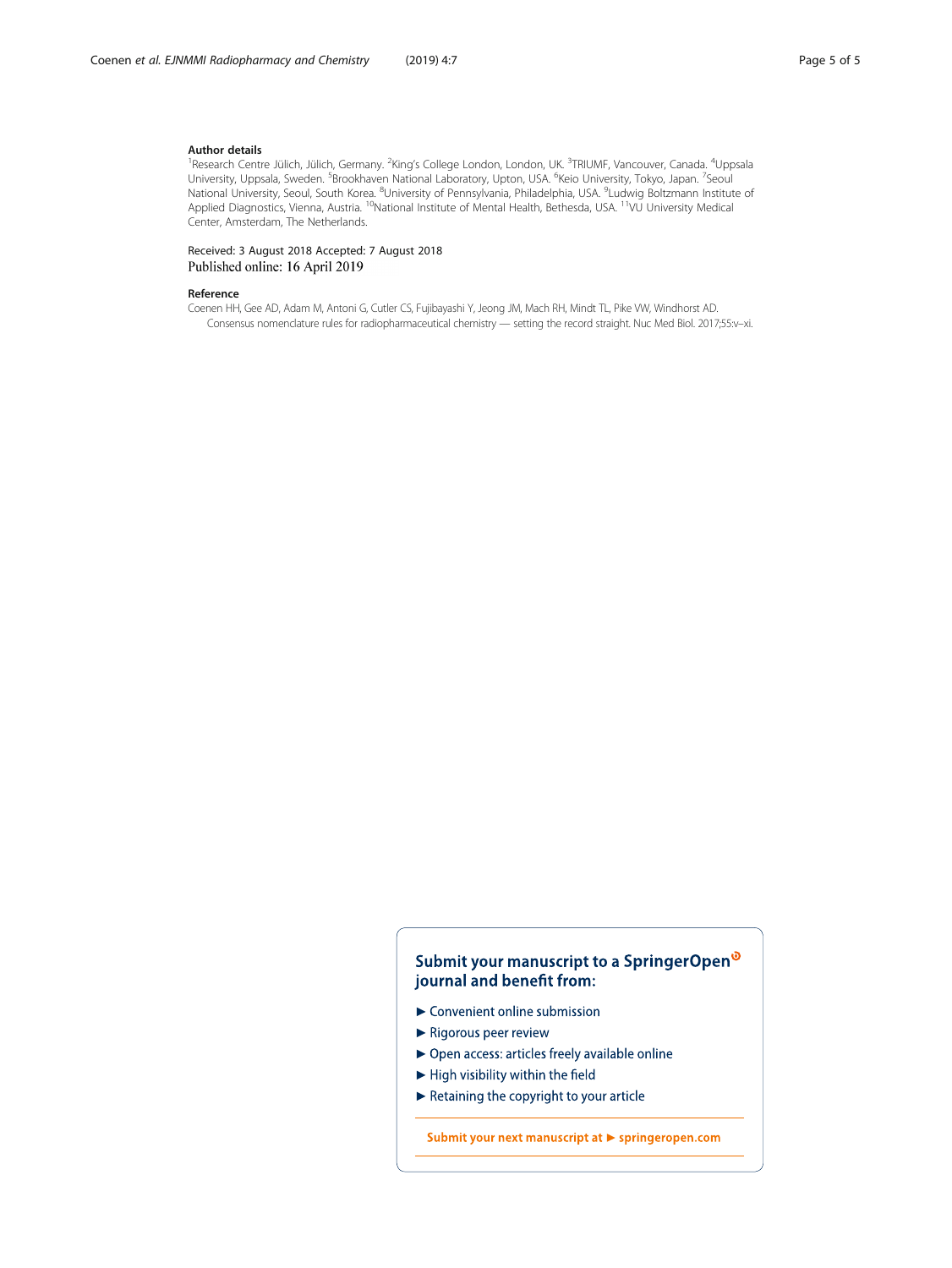### Author details

[1]Research Centre Jülich, Jülich, Germany. [2]King's College London, London, UK. [3]TRIUMF, Vancouver, Canada. [4]Uppsala University, Uppsala, Sweden. [5]Brookhaven National Laboratory, Upton, USA. [6]Keio University, Tokyo, Japan. [7]Seoul National University, Seoul, South Korea. [8]University of Pennsylvania, Philadelphia, USA. [9]Ludwig Boltzmann Institute of Applied Diagnostics, Vienna, Austria. [10]National Institute of Mental Health, Bethesda, USA. [11]VU University Medical Center, Amsterdam, The Netherlands.

Received: 3 August 2018 Accepted: 7 August 2018
Published online: 16 April 2019

### Reference

Coenen HH, Gee AD, Adam M, Antoni G, Cutler CS, Fujibayashi Y, Jeong JM, Mach RH, Mindt TL, Pike VW, Windhorst AD. Consensus nomenclature rules for radiopharmaceutical chemistry — setting the record straight. Nuc Med Biol. 2017;55:v–xi.

**Submit your manuscript to a SpringerOpen journal and benefit from:**

- ► Convenient online submission
- ► Rigorous peer review
- ► Open access: articles freely available online
- ► High visibility within the field
- ► Retaining the copyright to your article

**Submit your next manuscript at ► springeropen.com**